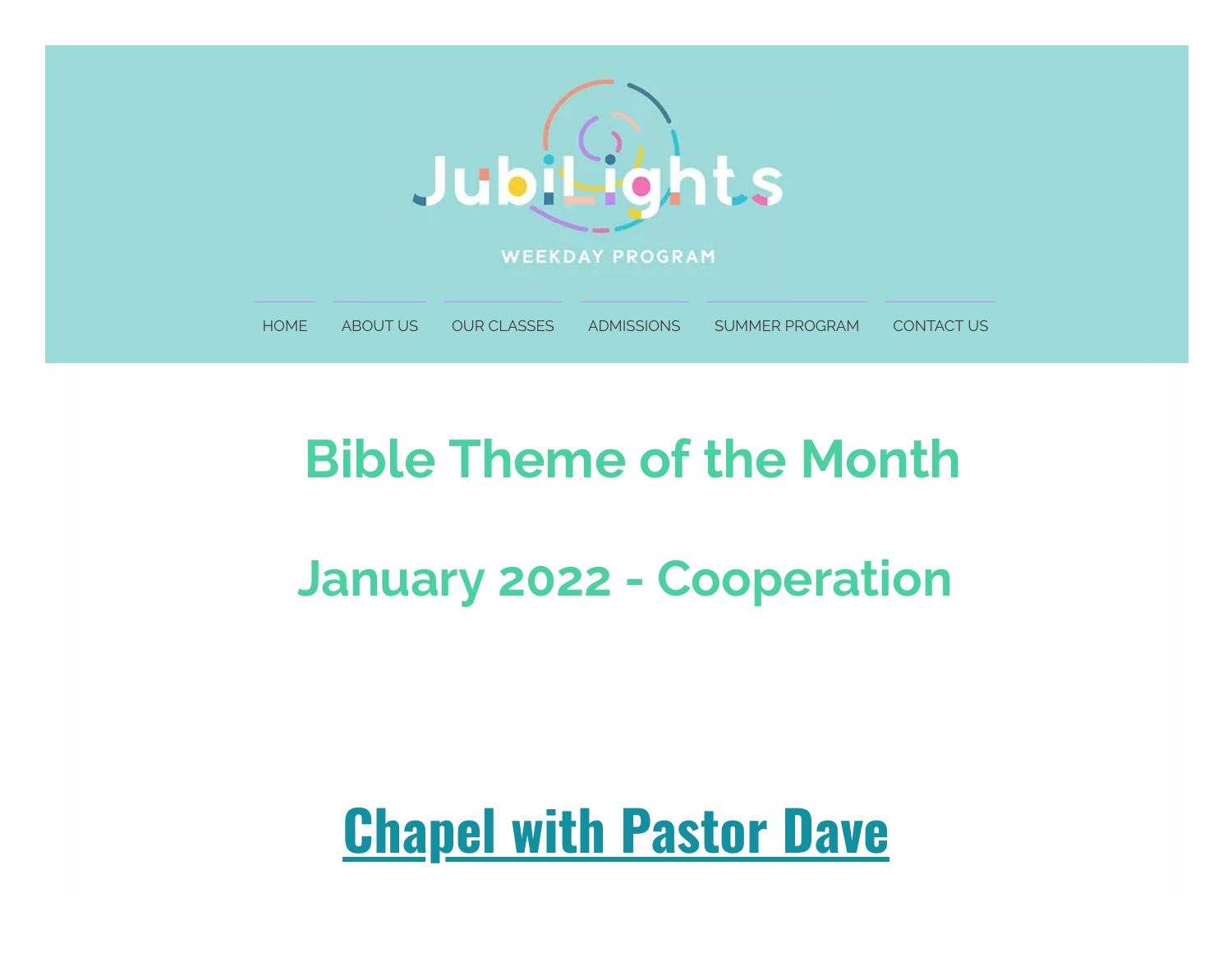JubiLights

WEEKDAY PROGRAM

HOME | ABOUT US | OUR CLASSES | ADMISSIONS | SUMMER PROGRAM | CONTACT US

# Bible Theme of the Month

## January 2022 - Cooperation

## Chapel with Pastor Dave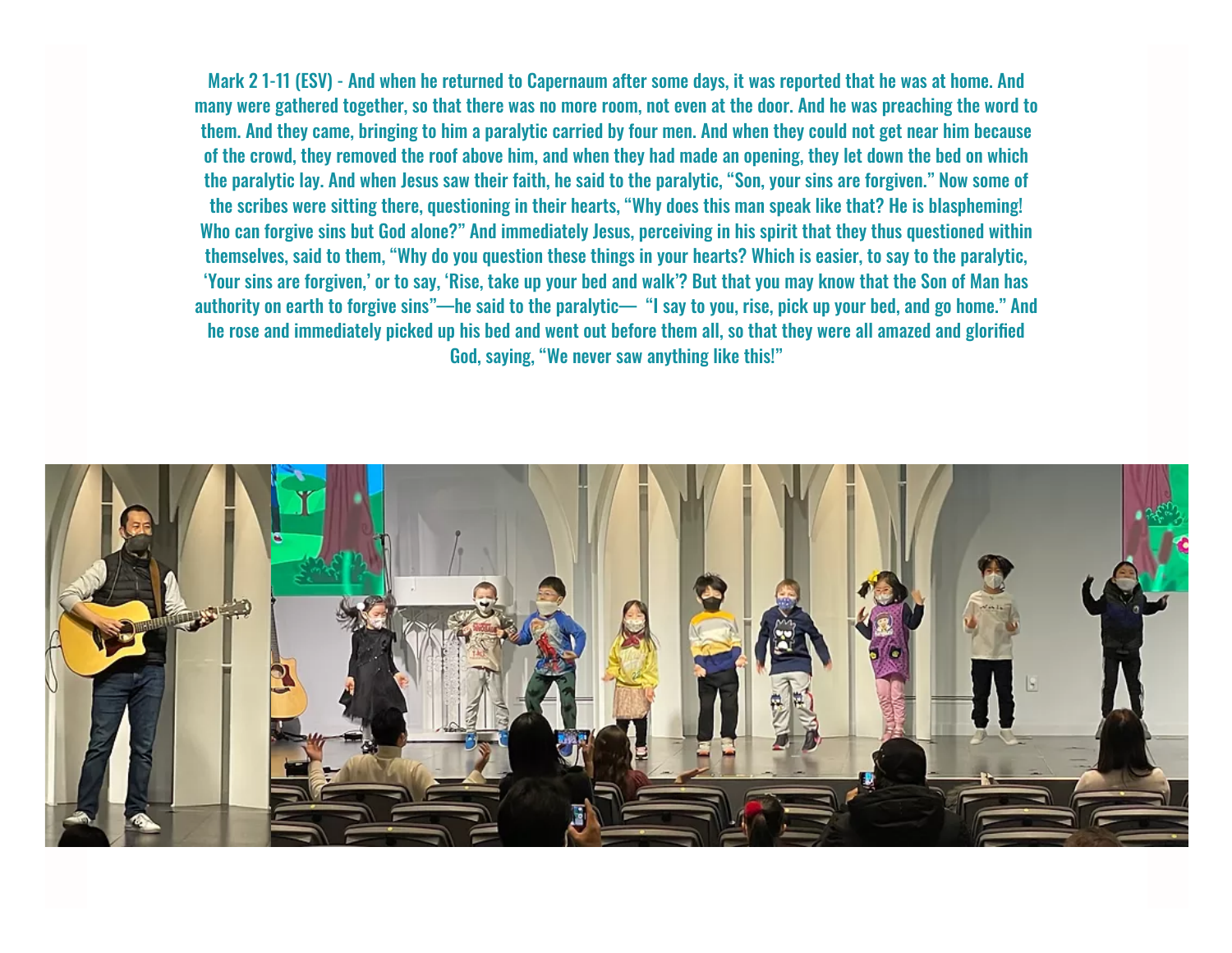Mark 2 1-11 (ESV) - And when he returned to Capernaum after some days, it was reported that he was at home. And many were gathered together, so that there was no more room, not even at the door. And he was preaching the word to them. And they came, bringing to him a paralytic carried by four men. And when they could not get near him because of the crowd, they removed the roof above him, and when they had made an opening, they let down the bed on which the paralytic lay. And when Jesus saw their faith, he said to the paralytic, "Son, your sins are forgiven." Now some of the scribes were sitting there, questioning in their hearts, "Why does this man speak like that? He is blaspheming! Who can forgive sins but God alone?" And immediately Jesus, perceiving in his spirit that they thus questioned within themselves, said to them, "Why do you question these things in your hearts? Which is easier, to say to the paralytic, 'Your sins are forgiven,' or to say, 'Rise, take up your bed and walk'? But that you may know that the Son of Man has authority on earth to forgive sins"—he said to the paralytic— "I say to you, rise, pick up your bed, and go home." And he rose and immediately picked up his bed and went out before them all, so that they were all amazed and glorified God, saying, "We never saw anything like this!"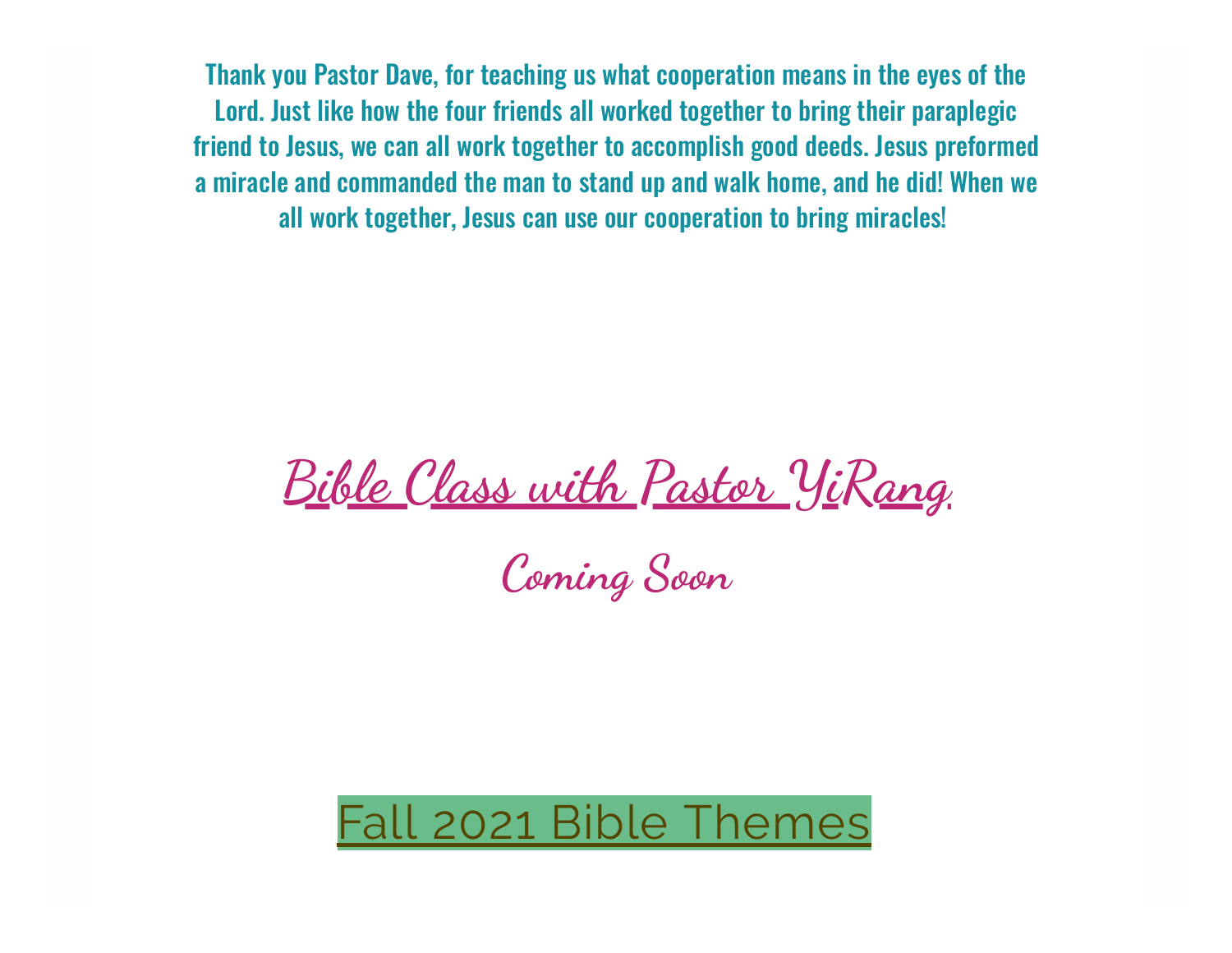Thank you Pastor Dave, for teaching us what cooperation means in the eyes of the Lord. Just like how the four friends all worked together to bring their paraplegic friend to Jesus, we can all work together to accomplish good deeds. Jesus preformed a miracle and commanded the man to stand up and walk home, and he did! When we all work together, Jesus can use our cooperation to bring miracles!

## Bible Class with Pastor YiRang

Coming Soon

Fall 2021 Bible Themes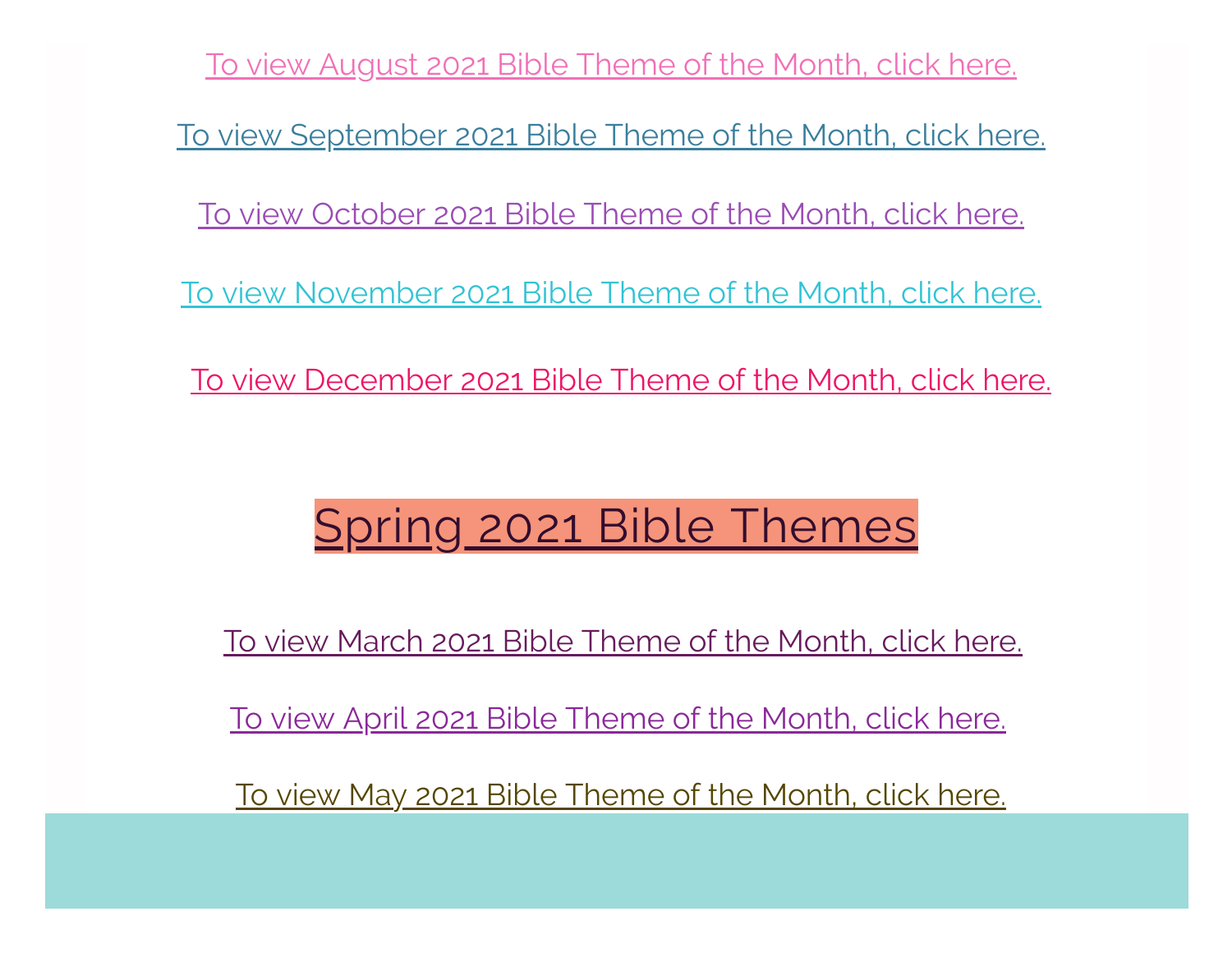To view August 2021 Bible Theme of the Month, click here.

To view September 2021 Bible Theme of the Month, click here.

To view October 2021 Bible Theme of the Month, click here.

To view November 2021 Bible Theme of the Month, click here.

To view December 2021 Bible Theme of the Month, click here.

## Spring 2021 Bible Themes

To view March 2021 Bible Theme of the Month, click here.

To view April 2021 Bible Theme of the Month, click here.

To view May 2021 Bible Theme of the Month, click here.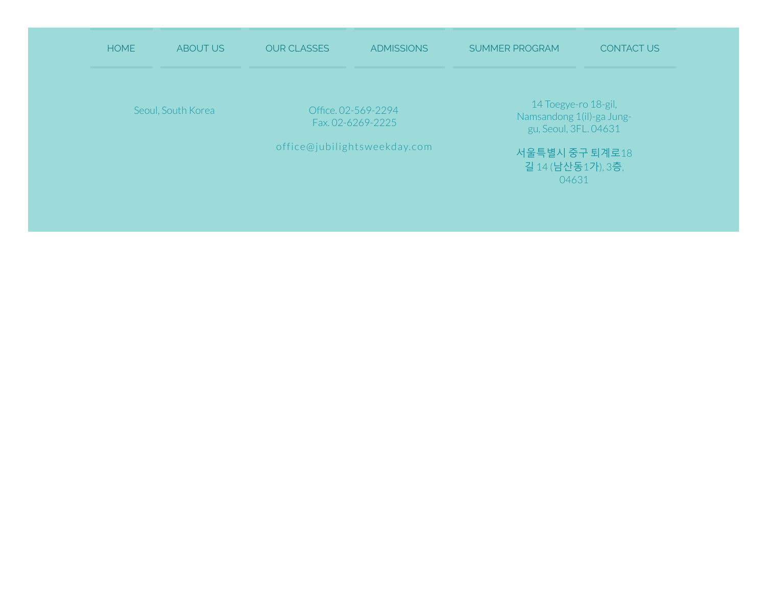HOME | ABOUT US | OUR CLASSES | ADMISSIONS | SUMMER PROGRAM | CONTACT US

Seoul, South Korea

Office. 02-569-2294
Fax. 02-6269-2225

office@jubilightsweekday.com

14 Toegye-ro 18-gil, Namsandong 1(il)-ga Jung-gu, Seoul, 3FL. 04631

서울특별시 중구 퇴계로18길 14 (남산동1가), 3층, 04631